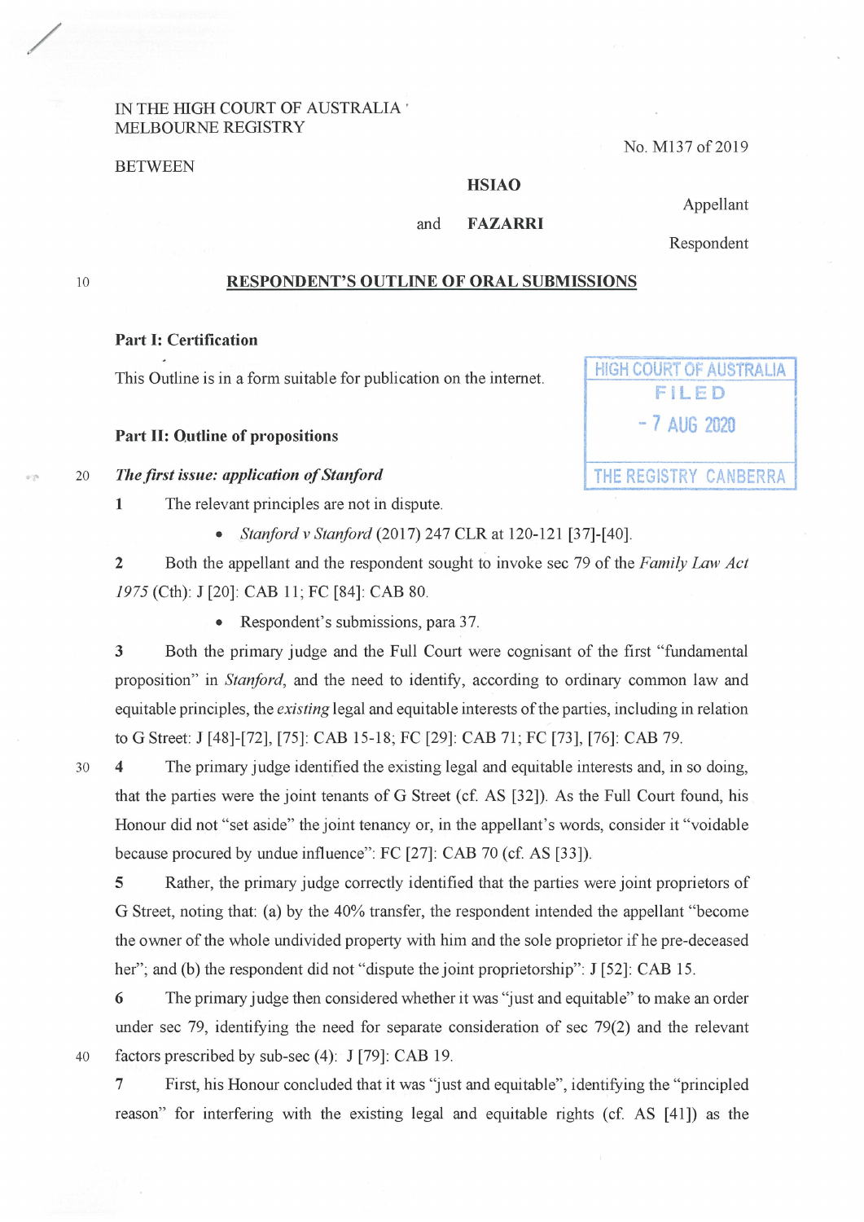IN THE HIGH COURT OF AUSTRALIA
MELBOURNE REGISTRY

No. M137 of 2019

BETWEEN

**HSIAO**

Appellant

and **FAZARRI**

Respondent

## RESPONDENT'S OUTLINE OF ORAL SUBMISSIONS

HIGH COURT OF AUSTRALIA
FILED
- 7 AUG 2020
THE REGISTRY CANBERRA

### Part I: Certification

This Outline is in a form suitable for publication on the internet.

### Part II: Outline of propositions

***The first issue: application of Stanford***

**1** The relevant principles are not in dispute.

- *Stanford v Stanford* (2017) 247 CLR at 120-121 [37]-[40].

**2** Both the appellant and the respondent sought to invoke sec 79 of the *Family Law Act 1975* (Cth): J [20]: CAB 11; FC [84]: CAB 80.

- Respondent's submissions, para 37.

**3** Both the primary judge and the Full Court were cognisant of the first "fundamental proposition" in *Stanford*, and the need to identify, according to ordinary common law and equitable principles, the *existing* legal and equitable interests of the parties, including in relation to G Street: J [48]-[72], [75]: CAB 15-18; FC [29]: CAB 71; FC [73], [76]: CAB 79.

**4** The primary judge identified the existing legal and equitable interests and, in so doing, that the parties were the joint tenants of G Street (cf. AS [32]). As the Full Court found, his Honour did not "set aside" the joint tenancy or, in the appellant's words, consider it "voidable because procured by undue influence": FC [27]: CAB 70 (cf. AS [33]).

**5** Rather, the primary judge correctly identified that the parties were joint proprietors of G Street, noting that: (a) by the 40% transfer, the respondent intended the appellant "become the owner of the whole undivided property with him and the sole proprietor if he pre-deceased her"; and (b) the respondent did not "dispute the joint proprietorship": J [52]: CAB 15.

**6** The primary judge then considered whether it was "just and equitable" to make an order under sec 79, identifying the need for separate consideration of sec 79(2) and the relevant factors prescribed by sub-sec (4): J [79]: CAB 19.

**7** First, his Honour concluded that it was "just and equitable", identifying the "principled reason" for interfering with the existing legal and equitable rights (cf. AS [41]) as the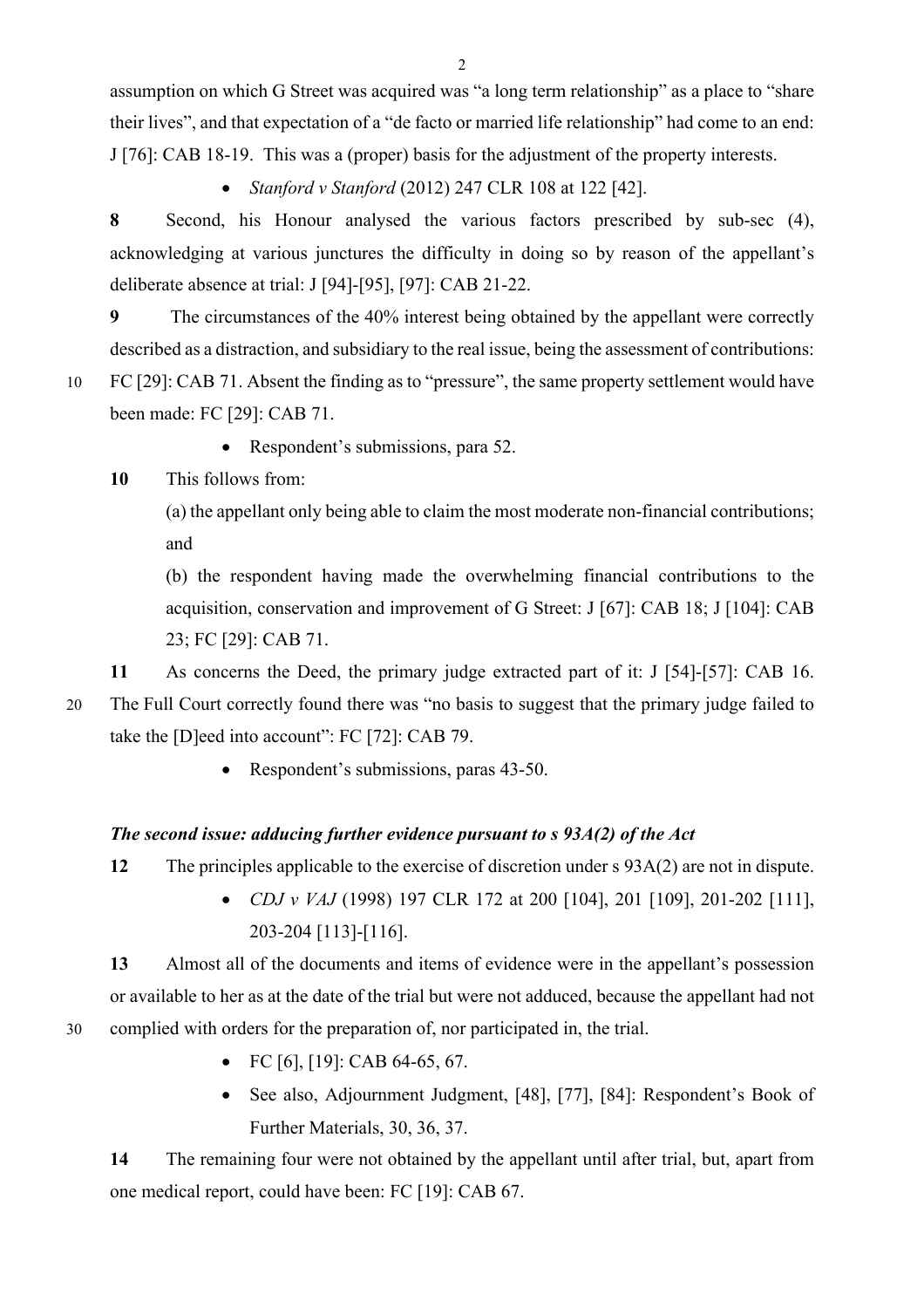assumption on which G Street was acquired was "a long term relationship" as a place to "share their lives", and that expectation of a "de facto or married life relationship" had come to an end: J [76]: CAB 18-19. This was a (proper) basis for the adjustment of the property interests.

- *Stanford v Stanford* (2012) 247 CLR 108 at 122 [42].

**8** Second, his Honour analysed the various factors prescribed by sub-sec (4), acknowledging at various junctures the difficulty in doing so by reason of the appellant's deliberate absence at trial: J [94]-[95], [97]: CAB 21-22.

**9** The circumstances of the 40% interest being obtained by the appellant were correctly described as a distraction, and subsidiary to the real issue, being the assessment of contributions: FC [29]: CAB 71. Absent the finding as to "pressure", the same property settlement would have been made: FC [29]: CAB 71.

- Respondent's submissions, para 52.

**10** This follows from:

(a) the appellant only being able to claim the most moderate non-financial contributions; and

(b) the respondent having made the overwhelming financial contributions to the acquisition, conservation and improvement of G Street: J [67]: CAB 18; J [104]: CAB 23; FC [29]: CAB 71.

**11** As concerns the Deed, the primary judge extracted part of it: J [54]-[57]: CAB 16. The Full Court correctly found there was "no basis to suggest that the primary judge failed to take the [D]eed into account": FC [72]: CAB 79.

- Respondent's submissions, paras 43-50.

### *The second issue: adducing further evidence pursuant to s 93A(2) of the Act*

**12** The principles applicable to the exercise of discretion under s 93A(2) are not in dispute.

- *CDJ v VAJ* (1998) 197 CLR 172 at 200 [104], 201 [109], 201-202 [111], 203-204 [113]-[116].

**13** Almost all of the documents and items of evidence were in the appellant's possession or available to her as at the date of the trial but were not adduced, because the appellant had not complied with orders for the preparation of, nor participated in, the trial.

- FC [6], [19]: CAB 64-65, 67.
- See also, Adjournment Judgment, [48], [77], [84]: Respondent's Book of Further Materials, 30, 36, 37.

**14** The remaining four were not obtained by the appellant until after trial, but, apart from one medical report, could have been: FC [19]: CAB 67.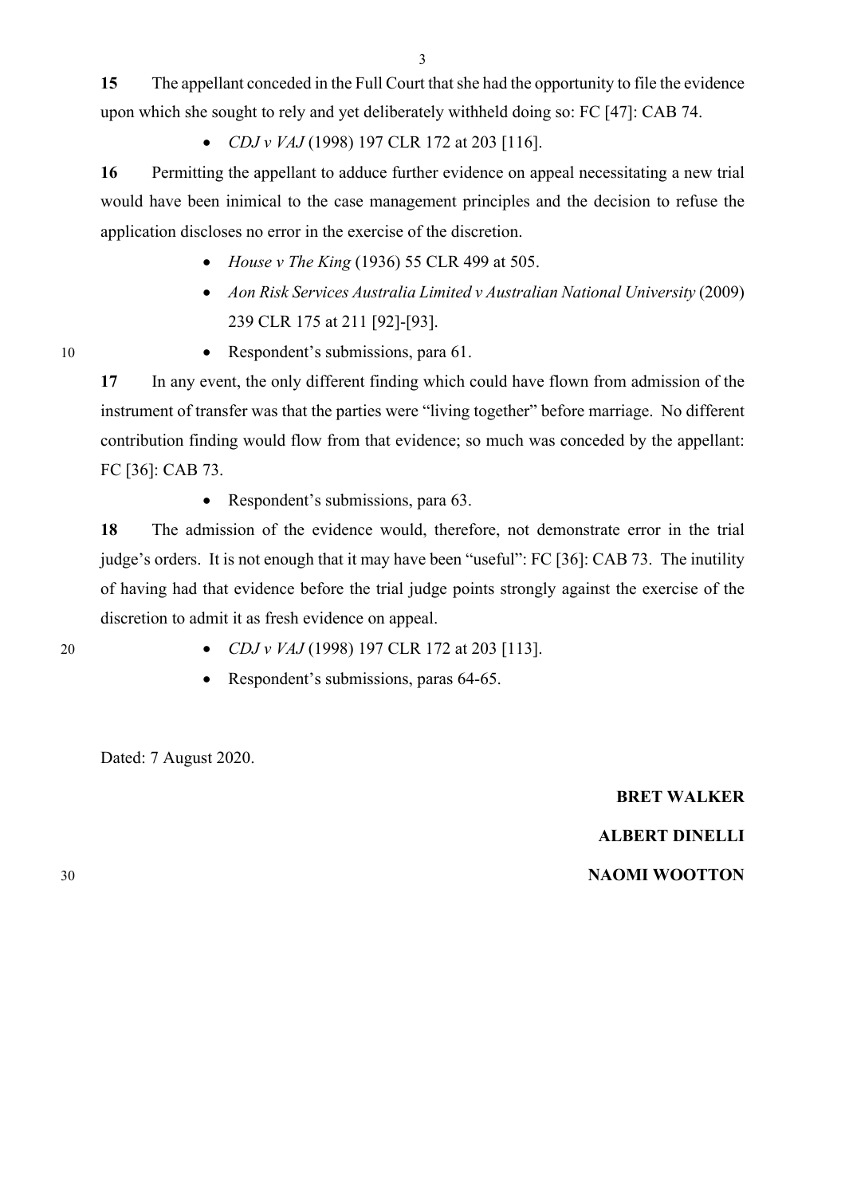**15** The appellant conceded in the Full Court that she had the opportunity to file the evidence upon which she sought to rely and yet deliberately withheld doing so: FC [47]: CAB 74.

- *CDJ v VAJ* (1998) 197 CLR 172 at 203 [116].

**16** Permitting the appellant to adduce further evidence on appeal necessitating a new trial would have been inimical to the case management principles and the decision to refuse the application discloses no error in the exercise of the discretion.

- *House v The King* (1936) 55 CLR 499 at 505.
- *Aon Risk Services Australia Limited v Australian National University* (2009) 239 CLR 175 at 211 [92]-[93].
- Respondent's submissions, para 61.

**17** In any event, the only different finding which could have flown from admission of the instrument of transfer was that the parties were "living together" before marriage. No different contribution finding would flow from that evidence; so much was conceded by the appellant: FC [36]: CAB 73.

- Respondent's submissions, para 63.

**18** The admission of the evidence would, therefore, not demonstrate error in the trial judge's orders. It is not enough that it may have been "useful": FC [36]: CAB 73. The inutility of having had that evidence before the trial judge points strongly against the exercise of the discretion to admit it as fresh evidence on appeal.

- *CDJ v VAJ* (1998) 197 CLR 172 at 203 [113].
- Respondent's submissions, paras 64-65.

Dated: 7 August 2020.

**BRET WALKER**

**ALBERT DINELLI**

**NAOMI WOOTTON**